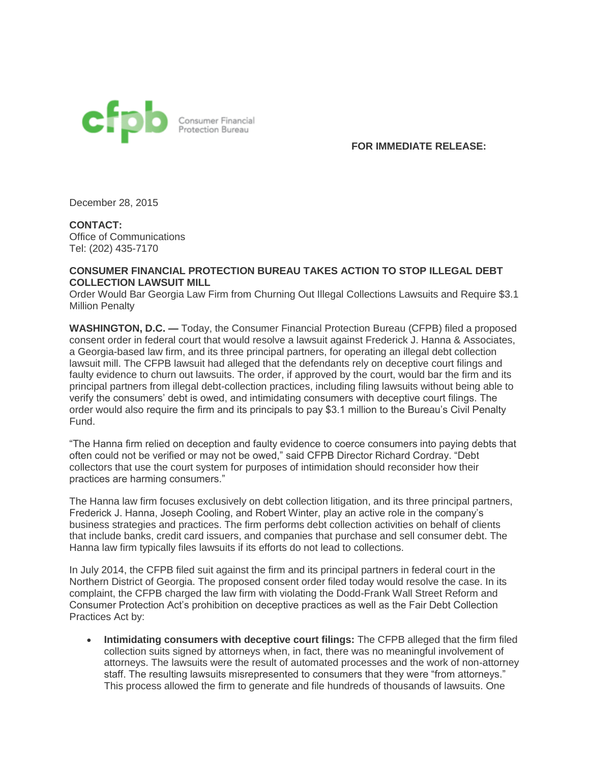cfpb Consumer Financial Protection Bureau

**FOR IMMEDIATE RELEASE:**

December 28, 2015

**CONTACT:**
Office of Communications
Tel: (202) 435-7170

**CONSUMER FINANCIAL PROTECTION BUREAU TAKES ACTION TO STOP ILLEGAL DEBT COLLECTION LAWSUIT MILL**
Order Would Bar Georgia Law Firm from Churning Out Illegal Collections Lawsuits and Require $3.1 Million Penalty

**WASHINGTON, D.C. —** Today, the Consumer Financial Protection Bureau (CFPB) filed a proposed consent order in federal court that would resolve a lawsuit against Frederick J. Hanna & Associates, a Georgia-based law firm, and its three principal partners, for operating an illegal debt collection lawsuit mill. The CFPB lawsuit had alleged that the defendants rely on deceptive court filings and faulty evidence to churn out lawsuits. The order, if approved by the court, would bar the firm and its principal partners from illegal debt-collection practices, including filing lawsuits without being able to verify the consumers' debt is owed, and intimidating consumers with deceptive court filings. The order would also require the firm and its principals to pay $3.1 million to the Bureau's Civil Penalty Fund.

"The Hanna firm relied on deception and faulty evidence to coerce consumers into paying debts that often could not be verified or may not be owed," said CFPB Director Richard Cordray. "Debt collectors that use the court system for purposes of intimidation should reconsider how their practices are harming consumers."

The Hanna law firm focuses exclusively on debt collection litigation, and its three principal partners, Frederick J. Hanna, Joseph Cooling, and Robert Winter, play an active role in the company's business strategies and practices. The firm performs debt collection activities on behalf of clients that include banks, credit card issuers, and companies that purchase and sell consumer debt. The Hanna law firm typically files lawsuits if its efforts do not lead to collections.

In July 2014, the CFPB filed suit against the firm and its principal partners in federal court in the Northern District of Georgia. The proposed consent order filed today would resolve the case. In its complaint, the CFPB charged the law firm with violating the Dodd-Frank Wall Street Reform and Consumer Protection Act's prohibition on deceptive practices as well as the Fair Debt Collection Practices Act by:

- **Intimidating consumers with deceptive court filings:** The CFPB alleged that the firm filed collection suits signed by attorneys when, in fact, there was no meaningful involvement of attorneys. The lawsuits were the result of automated processes and the work of non-attorney staff. The resulting lawsuits misrepresented to consumers that they were "from attorneys." This process allowed the firm to generate and file hundreds of thousands of lawsuits. One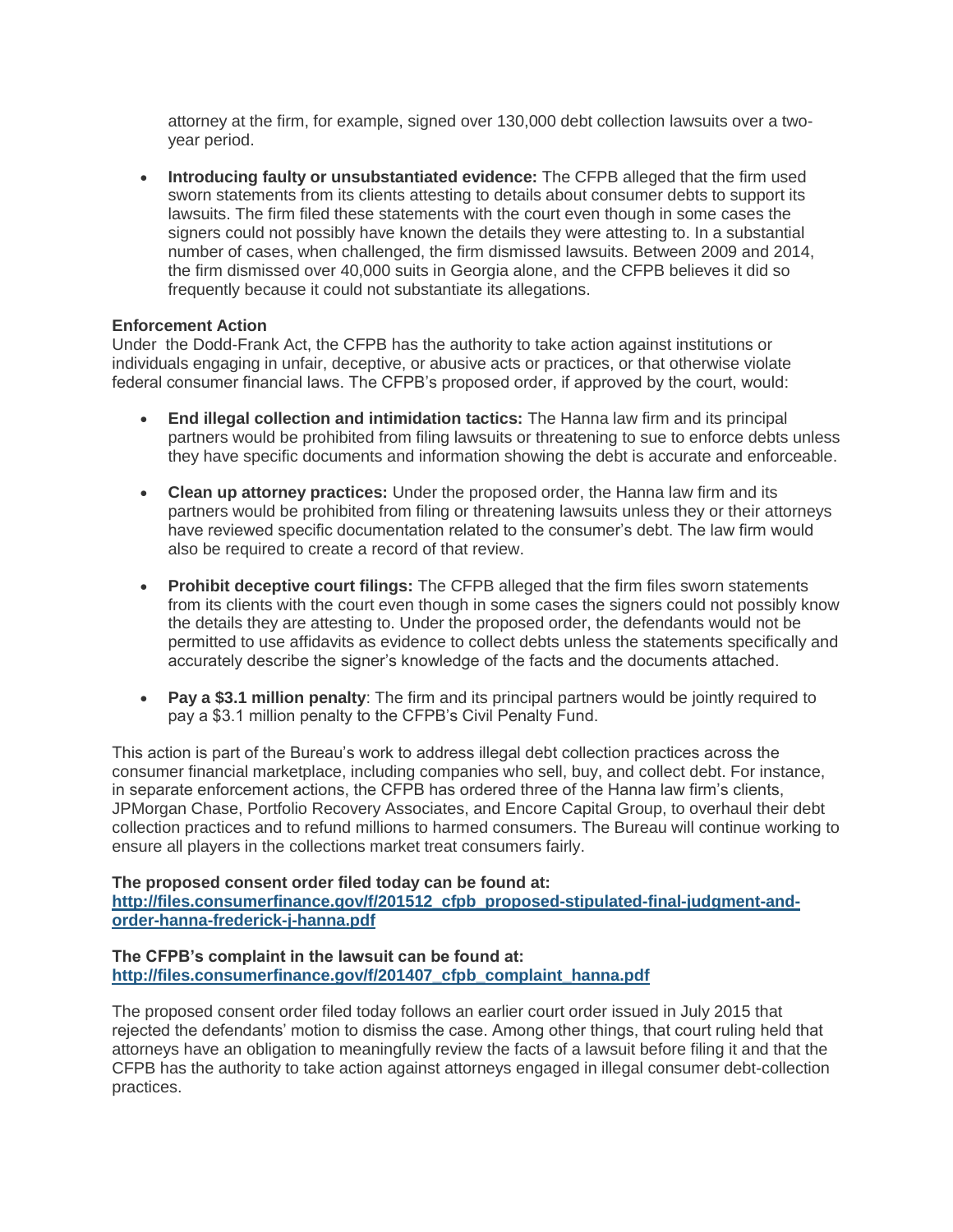attorney at the firm, for example, signed over 130,000 debt collection lawsuits over a two-year period.

- **Introducing faulty or unsubstantiated evidence:** The CFPB alleged that the firm used sworn statements from its clients attesting to details about consumer debts to support its lawsuits. The firm filed these statements with the court even though in some cases the signers could not possibly have known the details they were attesting to. In a substantial number of cases, when challenged, the firm dismissed lawsuits. Between 2009 and 2014, the firm dismissed over 40,000 suits in Georgia alone, and the CFPB believes it did so frequently because it could not substantiate its allegations.

**Enforcement Action**

Under the Dodd-Frank Act, the CFPB has the authority to take action against institutions or individuals engaging in unfair, deceptive, or abusive acts or practices, or that otherwise violate federal consumer financial laws. The CFPB's proposed order, if approved by the court, would:

- **End illegal collection and intimidation tactics:** The Hanna law firm and its principal partners would be prohibited from filing lawsuits or threatening to sue to enforce debts unless they have specific documents and information showing the debt is accurate and enforceable.

- **Clean up attorney practices:** Under the proposed order, the Hanna law firm and its partners would be prohibited from filing or threatening lawsuits unless they or their attorneys have reviewed specific documentation related to the consumer's debt. The law firm would also be required to create a record of that review.

- **Prohibit deceptive court filings:** The CFPB alleged that the firm files sworn statements from its clients with the court even though in some cases the signers could not possibly know the details they are attesting to. Under the proposed order, the defendants would not be permitted to use affidavits as evidence to collect debts unless the statements specifically and accurately describe the signer's knowledge of the facts and the documents attached.

- **Pay a $3.1 million penalty**: The firm and its principal partners would be jointly required to pay a $3.1 million penalty to the CFPB's Civil Penalty Fund.

This action is part of the Bureau's work to address illegal debt collection practices across the consumer financial marketplace, including companies who sell, buy, and collect debt. For instance, in separate enforcement actions, the CFPB has ordered three of the Hanna law firm's clients, JPMorgan Chase, Portfolio Recovery Associates, and Encore Capital Group, to overhaul their debt collection practices and to refund millions to harmed consumers. The Bureau will continue working to ensure all players in the collections market treat consumers fairly.

**The proposed consent order filed today can be found at:**
[http://files.consumerfinance.gov/f/201512_cfpb_proposed-stipulated-final-judgment-and-order-hanna-frederick-j-hanna.pdf](http://files.consumerfinance.gov/f/201512_cfpb_proposed-stipulated-final-judgment-and-order-hanna-frederick-j-hanna.pdf)

**The CFPB's complaint in the lawsuit can be found at:**
[http://files.consumerfinance.gov/f/201407_cfpb_complaint_hanna.pdf](http://files.consumerfinance.gov/f/201407_cfpb_complaint_hanna.pdf)

The proposed consent order filed today follows an earlier court order issued in July 2015 that rejected the defendants' motion to dismiss the case. Among other things, that court ruling held that attorneys have an obligation to meaningfully review the facts of a lawsuit before filing it and that the CFPB has the authority to take action against attorneys engaged in illegal consumer debt-collection practices.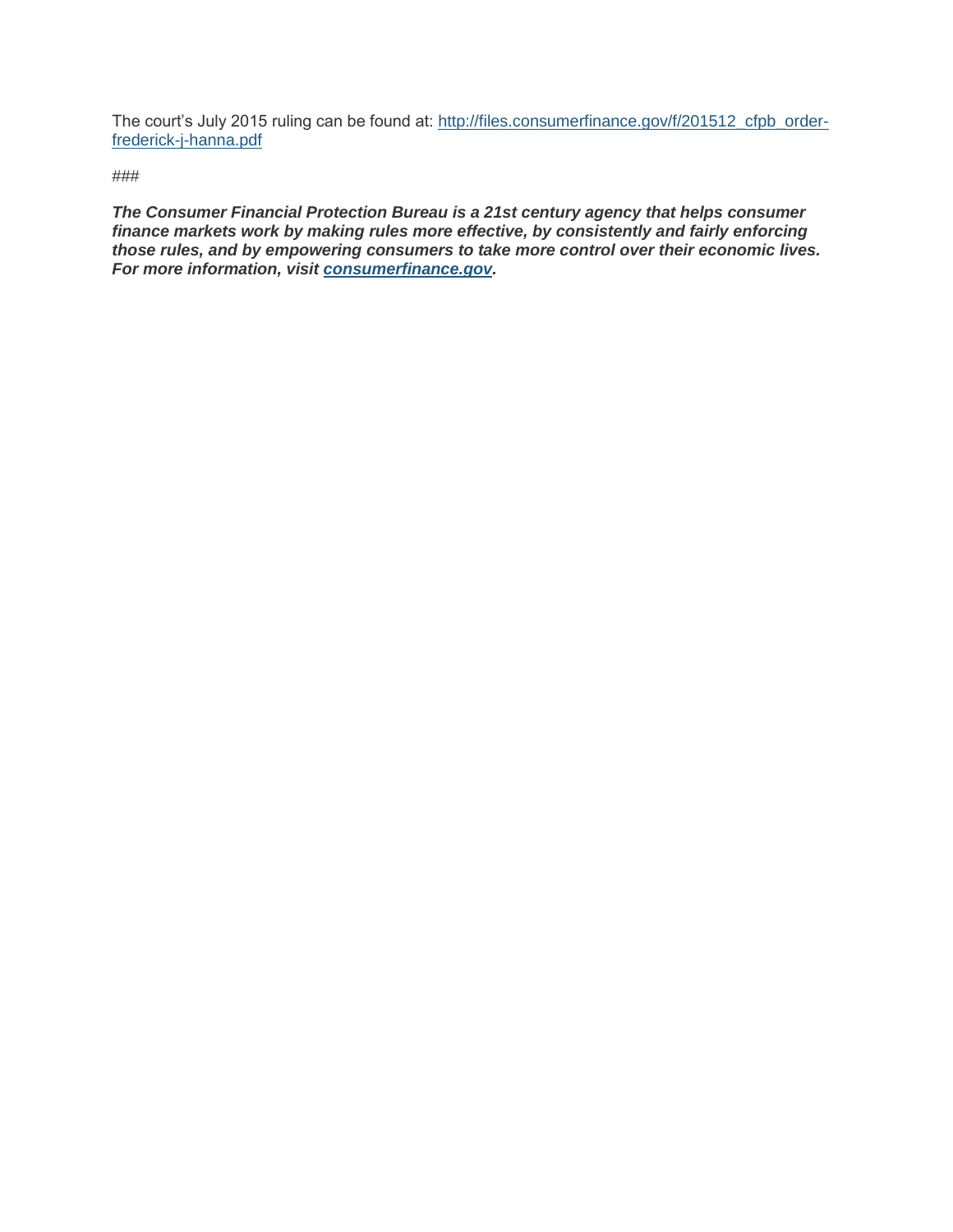The court's July 2015 ruling can be found at: [http://files.consumerfinance.gov/f/201512_cfpb_order-frederick-j-hanna.pdf](http://files.consumerfinance.gov/f/201512_cfpb_order-frederick-j-hanna.pdf)

###

***The Consumer Financial Protection Bureau is a 21st century agency that helps consumer finance markets work by making rules more effective, by consistently and fairly enforcing those rules, and by empowering consumers to take more control over their economic lives. For more information, visit [consumerfinance.gov](http://consumerfinance.gov).***